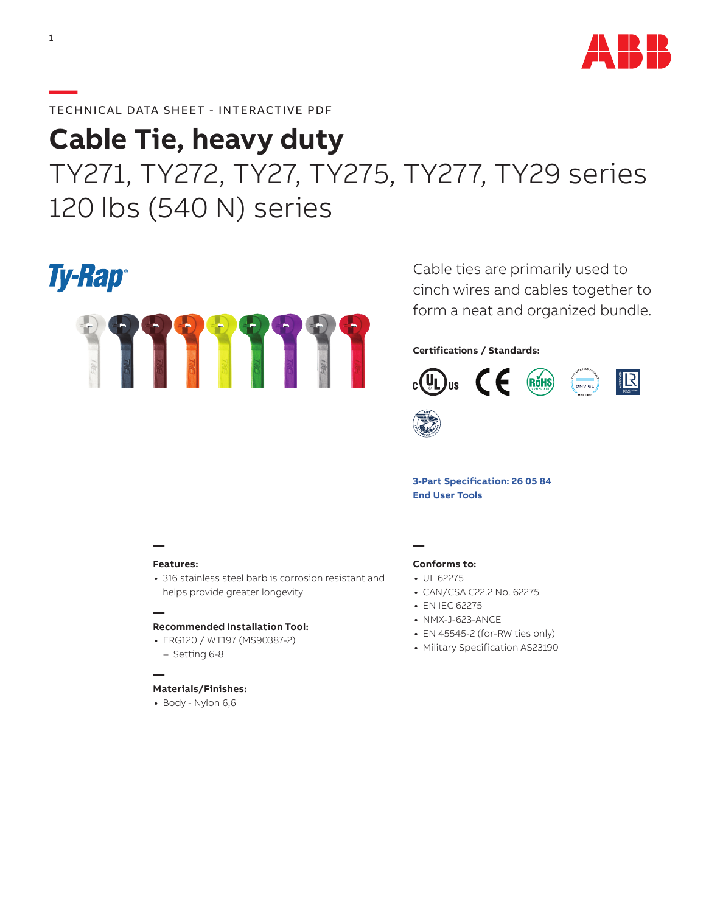TECHNICAL DATA SHEET - INTERACTIVE PDF

# Cable Tie, heavy duty

## TY271, TY272, TY27, TY275, TY277, TY29 series
## 120 lbs (540 N) series

Ty-Rap®

Cable ties are primarily used to cinch wires and cables together to form a neat and organized bundle.

**Certifications / Standards:**

**3-Part Specification: 26 05 84**

**End User Tools**

**Features:**

- 316 stainless steel barb is corrosion resistant and helps provide greater longevity

**Recommended Installation Tool:**

- ERG120 / WT197 (MS90387-2)
  - Setting 6-8

**Materials/Finishes:**

- Body - Nylon 6,6

**Conforms to:**

- UL 62275
- CAN/CSA C22.2 No. 62275
- EN IEC 62275
- NMX-J-623-ANCE
- EN 45545-2 (for-RW ties only)
- Military Specification AS23190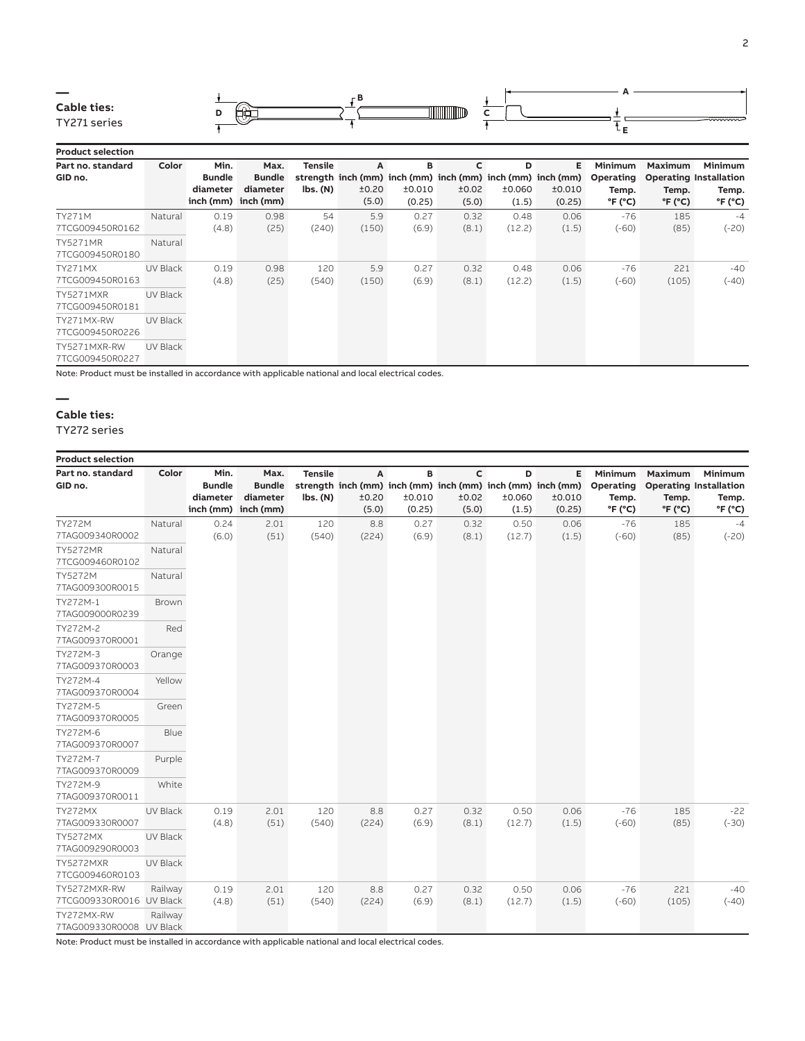## Cable ties:

TY271 series

**Product selection**

| Part no. standard GID no. | Color | Min. Bundle diameter inch (mm) | Max. Bundle diameter inch (mm) | Tensile strength lbs. (N) | A inch (mm) ±0.20 (5.0) | B inch (mm) ±0.010 (0.25) | C inch (mm) ±0.02 (5.0) | D inch (mm) ±0.060 (1.5) | E inch (mm) ±0.010 (0.25) | Minimum Operating Temp. °F (°C) | Maximum Operating Temp. °F (°C) | Minimum Installation Temp. °F (°C) |
|---|---|---|---|---|---|---|---|---|---|---|---|---|
| TY271M 7TCG009450R0162 | Natural | 0.19 (4.8) | 0.98 (25) | 54 (240) | 5.9 (150) | 0.27 (6.9) | 0.32 (8.1) | 0.48 (12.2) | 0.06 (1.5) | -76 (-60) | 185 (85) | -4 (-20) |
| TY5271MR 7TCG009450R0180 | Natural | | | | | | | | | | | |
| TY271MX 7TCG009450R0163 | UV Black | 0.19 (4.8) | 0.98 (25) | 120 (540) | 5.9 (150) | 0.27 (6.9) | 0.32 (8.1) | 0.48 (12.2) | 0.06 (1.5) | -76 (-60) | 221 (105) | -40 (-40) |
| TY5271MXR 7TCG009450R0181 | UV Black | | | | | | | | | | | |
| TY271MX-RW 7TCG009450R0226 | UV Black | | | | | | | | | | | |
| TY5271MXR-RW 7TCG009450R0227 | UV Black | | | | | | | | | | | |

Note: Product must be installed in accordance with applicable national and local electrical codes.

## Cable ties:

TY272 series

**Product selection**

| Part no. standard GID no. | Color | Min. Bundle diameter inch (mm) | Max. Bundle diameter inch (mm) | Tensile strength lbs. (N) | A inch (mm) ±0.20 (5.0) | B inch (mm) ±0.010 (0.25) | C inch (mm) ±0.02 (5.0) | D inch (mm) ±0.060 (1.5) | E inch (mm) ±0.010 (0.25) | Minimum Operating Temp. °F (°C) | Maximum Operating Temp. °F (°C) | Minimum Installation Temp. °F (°C) |
|---|---|---|---|---|---|---|---|---|---|---|---|---|
| TY272M 7TAG009340R0002 | Natural | 0.24 (6.0) | 2.01 (51) | 120 (540) | 8.8 (224) | 0.27 (6.9) | 0.32 (8.1) | 0.50 (12.7) | 0.06 (1.5) | -76 (-60) | 185 (85) | -4 (-20) |
| TY5272MR 7TCG009460R0102 | Natural | | | | | | | | | | | |
| TY5272M 7TAG009300R0015 | Natural | | | | | | | | | | | |
| TY272M-1 7TAG009000R0239 | Brown | | | | | | | | | | | |
| TY272M-2 7TAG009370R0001 | Red | | | | | | | | | | | |
| TY272M-3 7TAG009370R0003 | Orange | | | | | | | | | | | |
| TY272M-4 7TAG009370R0004 | Yellow | | | | | | | | | | | |
| TY272M-5 7TAG009370R0005 | Green | | | | | | | | | | | |
| TY272M-6 7TAG009370R0007 | Blue | | | | | | | | | | | |
| TY272M-7 7TAG009370R0009 | Purple | | | | | | | | | | | |
| TY272M-9 7TAG009370R0011 | White | | | | | | | | | | | |
| TY272MX 7TAG009330R0007 | UV Black | 0.19 (4.8) | 2.01 (51) | 120 (540) | 8.8 (224) | 0.27 (6.9) | 0.32 (8.1) | 0.50 (12.7) | 0.06 (1.5) | -76 (-60) | 185 (85) | -22 (-30) |
| TY5272MX 7TAG009290R0003 | UV Black | | | | | | | | | | | |
| TY5272MXR 7TCG009460R0103 | UV Black | | | | | | | | | | | |
| TY5272MXR-RW 7TCG009330R0016 | Railway UV Black | 0.19 (4.8) | 2.01 (51) | 120 (540) | 8.8 (224) | 0.27 (6.9) | 0.32 (8.1) | 0.50 (12.7) | 0.06 (1.5) | -76 (-60) | 221 (105) | -40 (-40) |
| TY272MX-RW 7TAG009330R0008 | Railway UV Black | | | | | | | | | | | |

Note: Product must be installed in accordance with applicable national and local electrical codes.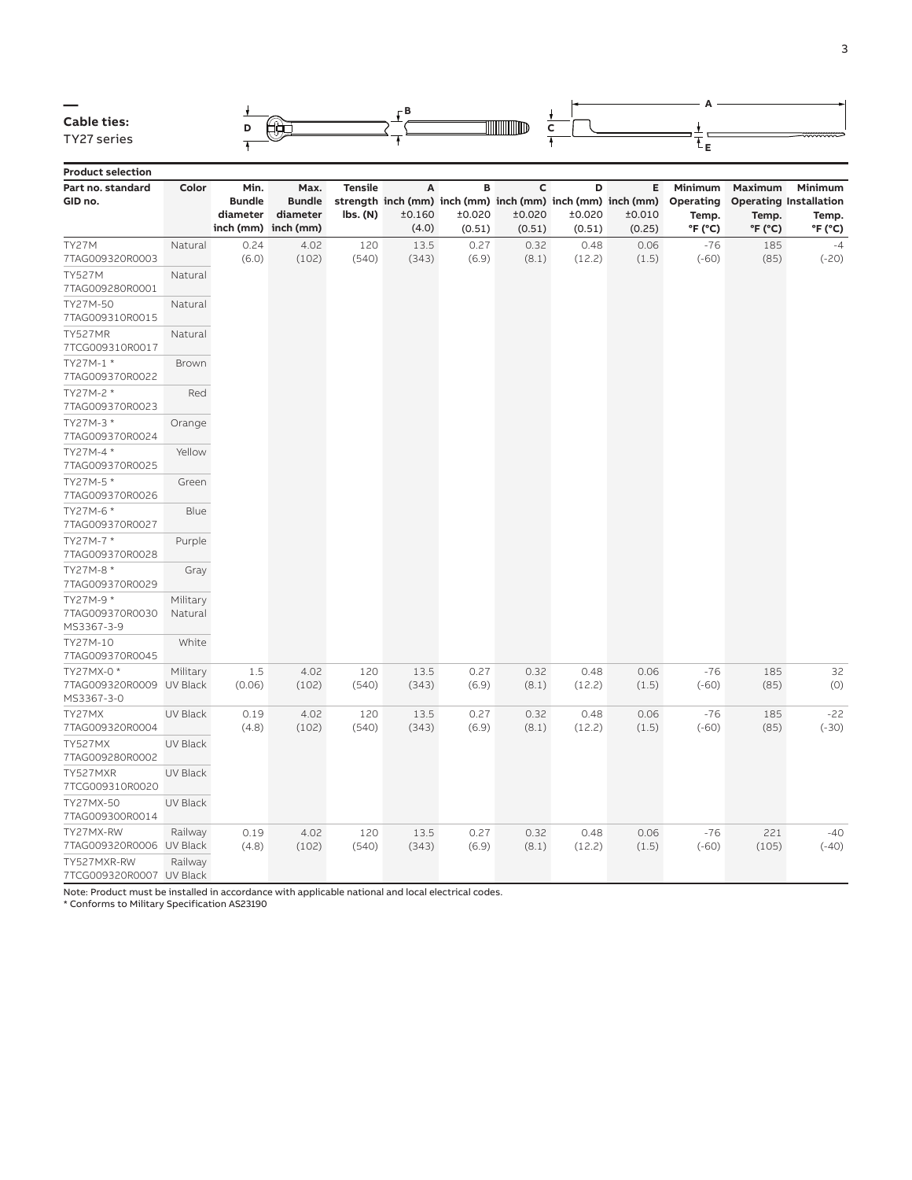## Cable ties:
TY27 series

**Product selection**

| Part no. standard GID no. | Color | Min. Bundle diameter inch (mm) | Max. Bundle diameter inch (mm) | Tensile strength lbs. (N) | A inch (mm) ±0.160 (4.0) | B inch (mm) ±0.020 (0.51) | C inch (mm) ±0.020 (0.51) | D inch (mm) ±0.020 (0.51) | E inch (mm) ±0.010 (0.25) | Minimum Operating Temp. °F (°C) | Maximum Operating Temp. °F (°C) | Minimum Installation Temp. °F (°C) |
|---|---|---|---|---|---|---|---|---|---|---|---|---|
| TY27M 7TAG009320R0003 | Natural | 0.24 (6.0) | 4.02 (102) | 120 (540) | 13.5 (343) | 0.27 (6.9) | 0.32 (8.1) | 0.48 (12.2) | 0.06 (1.5) | -76 (-60) | 185 (85) | -4 (-20) |
| TY527M 7TAG009280R0001 | Natural | | | | | | | | | | | |
| TY27M-50 7TAG009310R0015 | Natural | | | | | | | | | | | |
| TY527MR 7TCG009310R0017 | Natural | | | | | | | | | | | |
| TY27M-1 * 7TAG009370R0022 | Brown | | | | | | | | | | | |
| TY27M-2 * 7TAG009370R0023 | Red | | | | | | | | | | | |
| TY27M-3 * 7TAG009370R0024 | Orange | | | | | | | | | | | |
| TY27M-4 * 7TAG009370R0025 | Yellow | | | | | | | | | | | |
| TY27M-5 * 7TAG009370R0026 | Green | | | | | | | | | | | |
| TY27M-6 * 7TAG009370R0027 | Blue | | | | | | | | | | | |
| TY27M-7 * 7TAG009370R0028 | Purple | | | | | | | | | | | |
| TY27M-8 * 7TAG009370R0029 | Gray | | | | | | | | | | | |
| TY27M-9 * 7TAG009370R0030 MS3367-3-9 | Military Natural | | | | | | | | | | | |
| TY27M-10 7TAG009370R0045 | White | | | | | | | | | | | |
| TY27MX-0 * 7TAG009320R0009 MS3367-3-0 | Military UV Black | 1.5 (0.06) | 4.02 (102) | 120 (540) | 13.5 (343) | 0.27 (6.9) | 0.32 (8.1) | 0.48 (12.2) | 0.06 (1.5) | -76 (-60) | 185 (85) | 32 (0) |
| TY27MX 7TAG009320R0004 | UV Black | 0.19 (4.8) | 4.02 (102) | 120 (540) | 13.5 (343) | 0.27 (6.9) | 0.32 (8.1) | 0.48 (12.2) | 0.06 (1.5) | -76 (-60) | 185 (85) | -22 (-30) |
| TY527MX 7TAG009280R0002 | UV Black | | | | | | | | | | | |
| TY527MXR 7TCG009310R0020 | UV Black | | | | | | | | | | | |
| TY27MX-50 7TAG009300R0014 | UV Black | | | | | | | | | | | |
| TY27MX-RW 7TAG009320R0006 | Railway UV Black | 0.19 (4.8) | 4.02 (102) | 120 (540) | 13.5 (343) | 0.27 (6.9) | 0.32 (8.1) | 0.48 (12.2) | 0.06 (1.5) | -76 (-60) | 221 (105) | -40 (-40) |
| TY527MXR-RW 7TCG009320R0007 | Railway UV Black | | | | | | | | | | | |

Note: Product must be installed in accordance with applicable national and local electrical codes.
* Conforms to Military Specification AS23190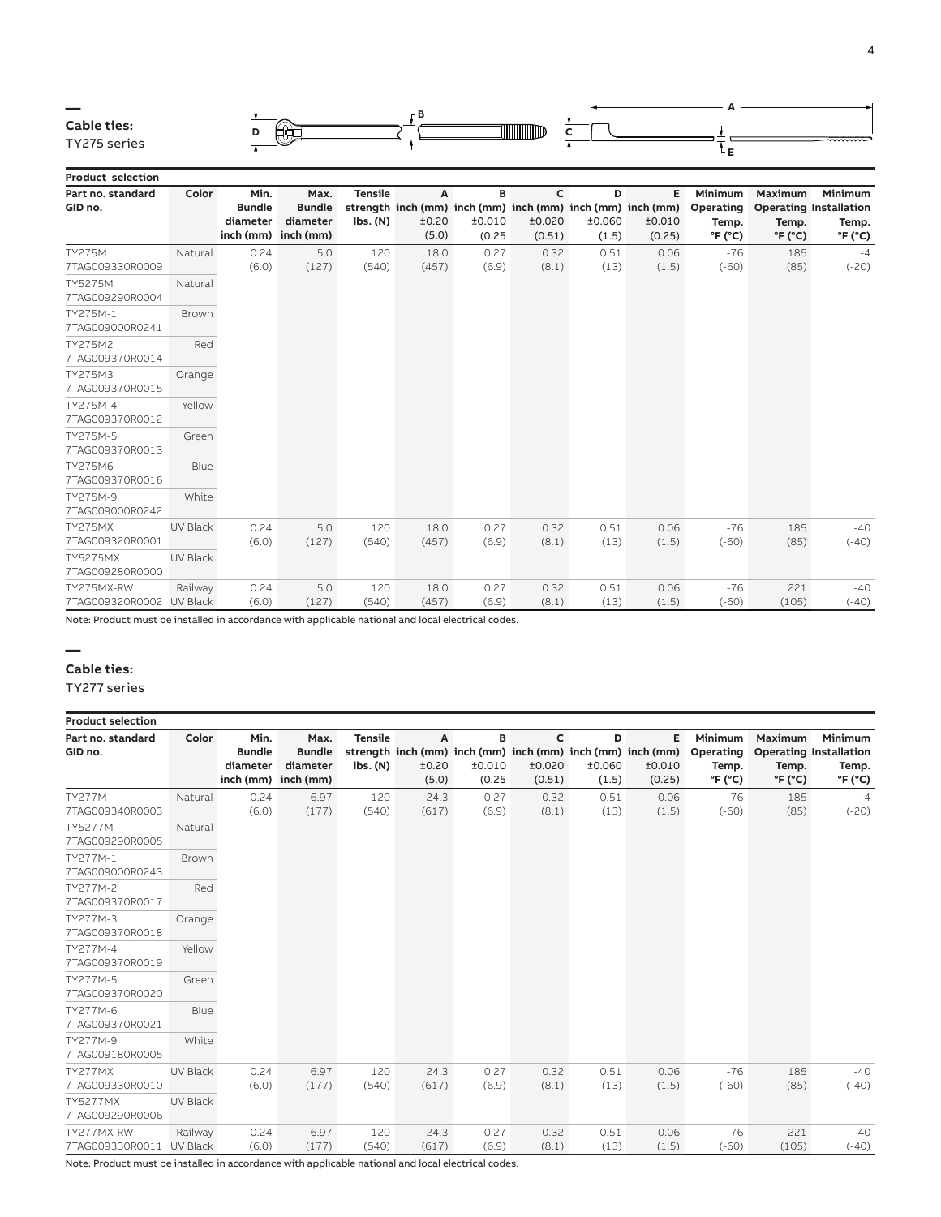## Cable ties:

TY275 series

**Product selection**

| Part no. standard GID no. | Color | Min. Bundle diameter inch (mm) | Max. Bundle diameter inch (mm) | Tensile strength lbs. (N) | A inch (mm) ±0.20 (5.0) | B inch (mm) ±0.010 (0.25 | C inch (mm) ±0.020 (0.51) | D inch (mm) ±0.060 (1.5) | E inch (mm) ±0.010 (0.25) | Minimum Operating Temp. °F (°C) | Maximum Operating Temp. °F (°C) | Minimum Installation Temp. °F (°C) |
|---|---|---|---|---|---|---|---|---|---|---|---|---|
| TY275M 7TAG009330R0009 | Natural | 0.24 (6.0) | 5.0 (127) | 120 (540) | 18.0 (457) | 0.27 (6.9) | 0.32 (8.1) | 0.51 (13) | 0.06 (1.5) | -76 (-60) | 185 (85) | -4 (-20) |
| TY5275M 7TAG009290R0004 | Natural | | | | | | | | | | | |
| TY275M-1 7TAG009000R0241 | Brown | | | | | | | | | | | |
| TY275M2 7TAG009370R0014 | Red | | | | | | | | | | | |
| TY275M3 7TAG009370R0015 | Orange | | | | | | | | | | | |
| TY275M-4 7TAG009370R0012 | Yellow | | | | | | | | | | | |
| TY275M-5 7TAG009370R0013 | Green | | | | | | | | | | | |
| TY275M6 7TAG009370R0016 | Blue | | | | | | | | | | | |
| TY275M-9 7TAG009000R0242 | White | | | | | | | | | | | |
| TY275MX 7TAG009320R0001 | UV Black | 0.24 (6.0) | 5.0 (127) | 120 (540) | 18.0 (457) | 0.27 (6.9) | 0.32 (8.1) | 0.51 (13) | 0.06 (1.5) | -76 (-60) | 185 (85) | -40 (-40) |
| TY5275MX 7TAG009280R0000 | UV Black | | | | | | | | | | | |
| TY275MX-RW 7TAG009320R0002 | Railway UV Black | 0.24 (6.0) | 5.0 (127) | 120 (540) | 18.0 (457) | 0.27 (6.9) | 0.32 (8.1) | 0.51 (13) | 0.06 (1.5) | -76 (-60) | 221 (105) | -40 (-40) |

Note: Product must be installed in accordance with applicable national and local electrical codes.

## Cable ties:

TY277 series

**Product selection**

| Part no. standard GID no. | Color | Min. Bundle diameter inch (mm) | Max. Bundle diameter inch (mm) | Tensile strength lbs. (N) | A inch (mm) ±0.20 (5.0) | B inch (mm) ±0.010 (0.25 | C inch (mm) ±0.020 (0.51) | D inch (mm) ±0.060 (1.5) | E inch (mm) ±0.010 (0.25) | Minimum Operating Temp. °F (°C) | Maximum Operating Temp. °F (°C) | Minimum Installation Temp. °F (°C) |
|---|---|---|---|---|---|---|---|---|---|---|---|---|
| TY277M 7TAG009340R0003 | Natural | 0.24 (6.0) | 6.97 (177) | 120 (540) | 24.3 (617) | 0.27 (6.9) | 0.32 (8.1) | 0.51 (13) | 0.06 (1.5) | -76 (-60) | 185 (85) | -4 (-20) |
| TY5277M 7TAG009290R0005 | Natural | | | | | | | | | | | |
| TY277M-1 7TAG009000R0243 | Brown | | | | | | | | | | | |
| TY277M-2 7TAG009370R0017 | Red | | | | | | | | | | | |
| TY277M-3 7TAG009370R0018 | Orange | | | | | | | | | | | |
| TY277M-4 7TAG009370R0019 | Yellow | | | | | | | | | | | |
| TY277M-5 7TAG009370R0020 | Green | | | | | | | | | | | |
| TY277M-6 7TAG009370R0021 | Blue | | | | | | | | | | | |
| TY277M-9 7TAG009180R0005 | White | | | | | | | | | | | |
| TY277MX 7TAG009330R0010 | UV Black | 0.24 (6.0) | 6.97 (177) | 120 (540) | 24.3 (617) | 0.27 (6.9) | 0.32 (8.1) | 0.51 (13) | 0.06 (1.5) | -76 (-60) | 185 (85) | -40 (-40) |
| TY5277MX 7TAG009290R0006 | UV Black | | | | | | | | | | | |
| TY277MX-RW 7TAG009330R0011 | Railway UV Black | 0.24 (6.0) | 6.97 (177) | 120 (540) | 24.3 (617) | 0.27 (6.9) | 0.32 (8.1) | 0.51 (13) | 0.06 (1.5) | -76 (-60) | 221 (105) | -40 (-40) |

Note: Product must be installed in accordance with applicable national and local electrical codes.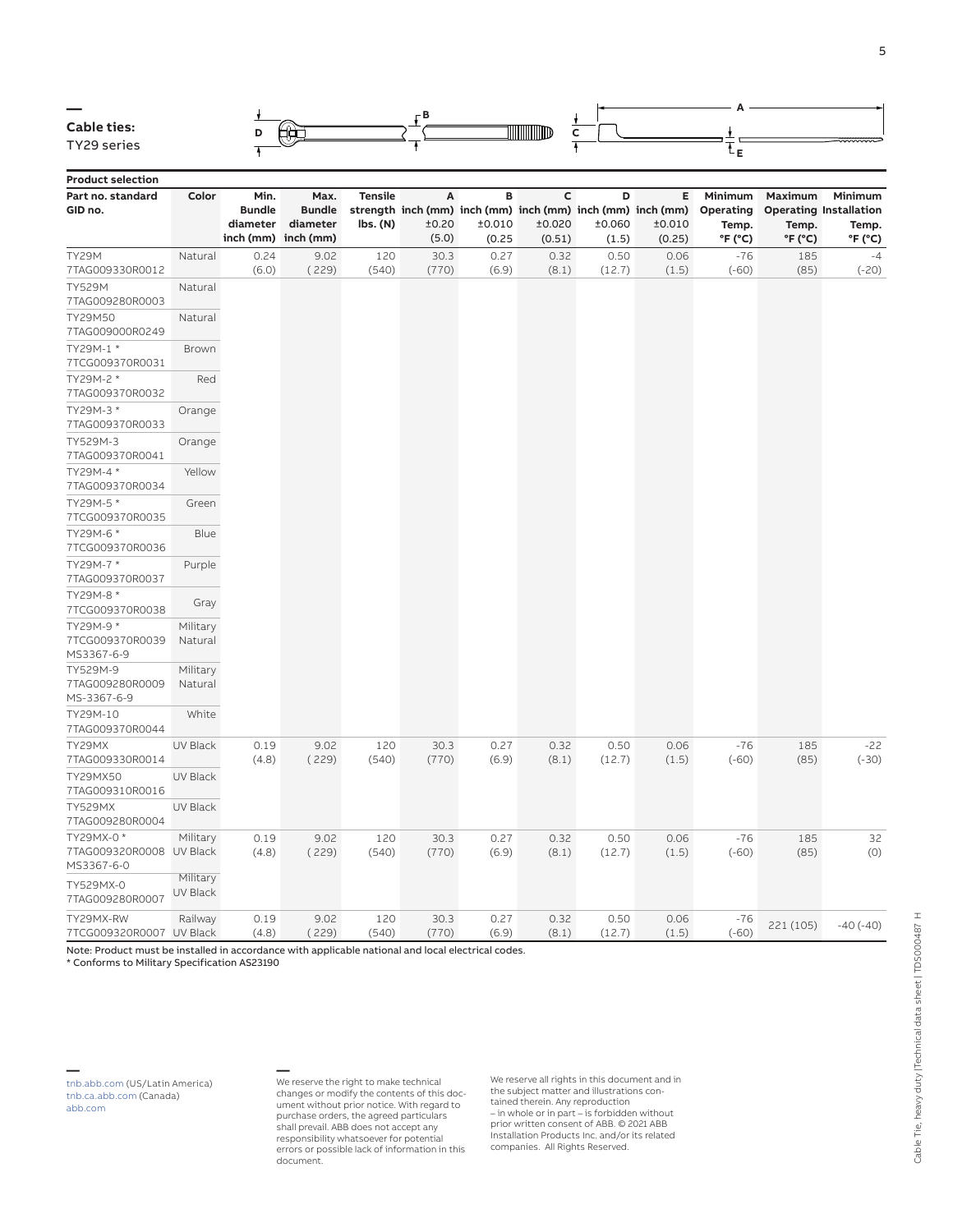## Cable ties:
TY29 series

D B C A E

**Product selection**

| Part no. standard GID no. | Color | Min. Bundle diameter inch (mm) | Max. Bundle diameter inch (mm) | Tensile strength lbs. (N) | A inch (mm) ±0.20 (5.0) | B inch (mm) ±0.010 (0.25 | C inch (mm) ±0.020 (0.51) | D inch (mm) ±0.060 (1.5) | E inch (mm) ±0.010 (0.25) | Minimum Operating Temp. °F (°C) | Maximum Operating Temp. °F (°C) | Minimum Installation Temp. °F (°C) |
|---|---|---|---|---|---|---|---|---|---|---|---|---|
| TY29M 7TAG009330R0012 | Natural | 0.24 (6.0) | 9.02 (229) | 120 (540) | 30.3 (770) | 0.27 (6.9) | 0.32 (8.1) | 0.50 (12.7) | 0.06 (1.5) | -76 (-60) | 185 (85) | -4 (-20) |
| TY529M 7TAG009280R0003 | Natural | | | | | | | | | | | |
| TY29M50 7TAG009000R0249 | Natural | | | | | | | | | | | |
| TY29M-1 * 7TCG009370R0031 | Brown | | | | | | | | | | | |
| TY29M-2 * 7TAG009370R0032 | Red | | | | | | | | | | | |
| TY29M-3 * 7TAG009370R0033 | Orange | | | | | | | | | | | |
| TY529M-3 7TAG009370R0041 | Orange | | | | | | | | | | | |
| TY29M-4 * 7TAG009370R0034 | Yellow | | | | | | | | | | | |
| TY29M-5 * 7TCG009370R0035 | Green | | | | | | | | | | | |
| TY29M-6 * 7TCG009370R0036 | Blue | | | | | | | | | | | |
| TY29M-7 * 7TAG009370R0037 | Purple | | | | | | | | | | | |
| TY29M-8 * 7TCG009370R0038 | Gray | | | | | | | | | | | |
| TY29M-9 * 7TCG009370R0039 MS3367-6-9 | Military Natural | | | | | | | | | | | |
| TY529M-9 7TAG009280R0009 MS-3367-6-9 | Military Natural | | | | | | | | | | | |
| TY29M-10 7TAG009370R0044 | White | | | | | | | | | | | |
| TY29MX 7TAG009330R0014 | UV Black | 0.19 (4.8) | 9.02 (229) | 120 (540) | 30.3 (770) | 0.27 (6.9) | 0.32 (8.1) | 0.50 (12.7) | 0.06 (1.5) | -76 (-60) | 185 (85) | -22 (-30) |
| TY29MX50 7TAG009310R0016 | UV Black | | | | | | | | | | | |
| TY529MX 7TAG009280R0004 | UV Black | | | | | | | | | | | |
| TY29MX-0 * 7TAG009320R0008 MS3367-6-0 | Military UV Black | 0.19 (4.8) | 9.02 (229) | 120 (540) | 30.3 (770) | 0.27 (6.9) | 0.32 (8.1) | 0.50 (12.7) | 0.06 (1.5) | -76 (-60) | 185 (85) | 32 (0) |
| TY529MX-0 7TAG009280R0007 | Military UV Black | | | | | | | | | | | |
| TY29MX-RW 7TCG009320R0007 | Railway UV Black | 0.19 (4.8) | 9.02 (229) | 120 (540) | 30.3 (770) | 0.27 (6.9) | 0.32 (8.1) | 0.50 (12.7) | 0.06 (1.5) | -76 (-60) | 221 (105) | -40 (-40) |

Note: Product must be installed in accordance with applicable national and local electrical codes.
* Conforms to Military Specification AS23190

tnb.abb.com (US/Latin America)
tnb.ca.abb.com (Canada)
abb.com

We reserve the right to make technical changes or modify the contents of this document without prior notice. With regard to purchase orders, the agreed particulars shall prevail. ABB does not accept any responsibility whatsoever for potential errors or possible lack of information in this document.

We reserve all rights in this document and in the subject matter and illustrations contained therein. Any reproduction – in whole or in part – is forbidden without prior written consent of ABB. © 2021 ABB Installation Products Inc. and/or its related companies. All Rights Reserved.

Cable Tie, heavy duty |Technical data sheet | TDS000487 H